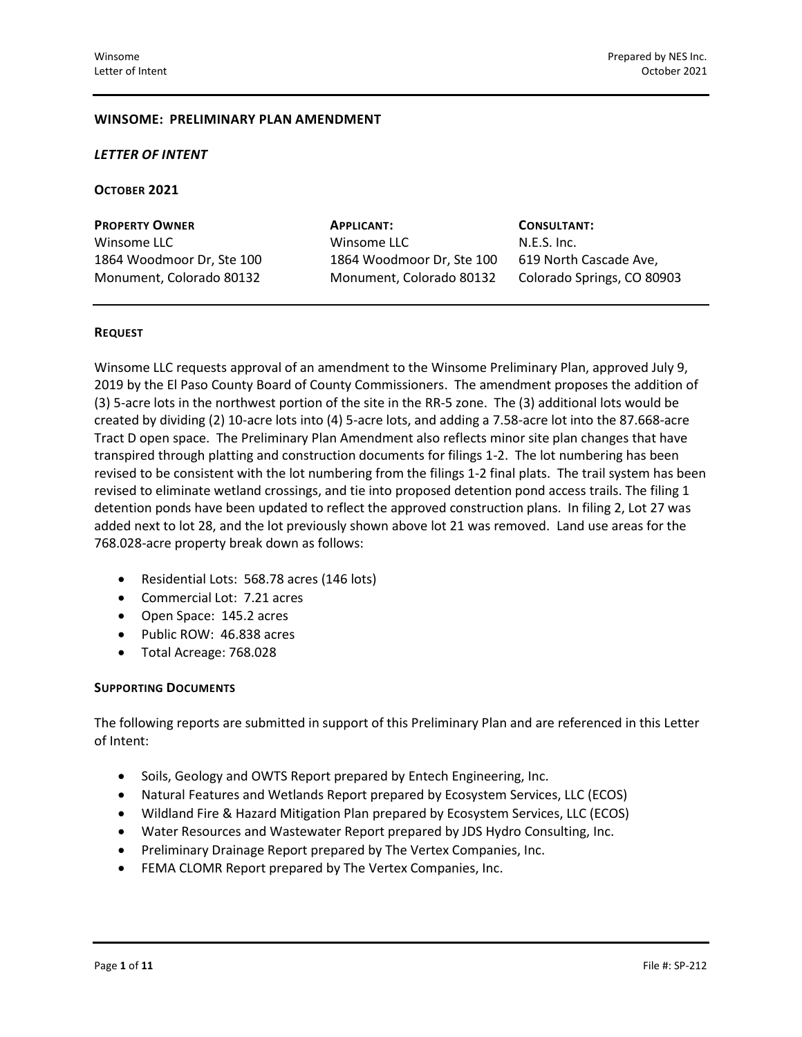**WINSOME: PRELIMINARY PLAN AMENDMENT**

***LETTER OF INTENT***

**OCTOBER 2021**

| **PROPERTY OWNER** | **APPLICANT:** | **CONSULTANT:** |
|---|---|---|
| Winsome LLC | Winsome LLC | N.E.S. Inc. |
| 1864 Woodmoor Dr, Ste 100 | 1864 Woodmoor Dr, Ste 100 | 619 North Cascade Ave, |
| Monument, Colorado 80132 | Monument, Colorado 80132 | Colorado Springs, CO 80903 |

**REQUEST**

Winsome LLC requests approval of an amendment to the Winsome Preliminary Plan, approved July 9, 2019 by the El Paso County Board of County Commissioners. The amendment proposes the addition of (3) 5-acre lots in the northwest portion of the site in the RR-5 zone. The (3) additional lots would be created by dividing (2) 10-acre lots into (4) 5-acre lots, and adding a 7.58-acre lot into the 87.668-acre Tract D open space. The Preliminary Plan Amendment also reflects minor site plan changes that have transpired through platting and construction documents for filings 1-2. The lot numbering has been revised to be consistent with the lot numbering from the filings 1-2 final plats. The trail system has been revised to eliminate wetland crossings, and tie into proposed detention pond access trails. The filing 1 detention ponds have been updated to reflect the approved construction plans. In filing 2, Lot 27 was added next to lot 28, and the lot previously shown above lot 21 was removed. Land use areas for the 768.028-acre property break down as follows:

- Residential Lots: 568.78 acres (146 lots)
- Commercial Lot: 7.21 acres
- Open Space: 145.2 acres
- Public ROW: 46.838 acres
- Total Acreage: 768.028

**SUPPORTING DOCUMENTS**

The following reports are submitted in support of this Preliminary Plan and are referenced in this Letter of Intent:

- Soils, Geology and OWTS Report prepared by Entech Engineering, Inc.
- Natural Features and Wetlands Report prepared by Ecosystem Services, LLC (ECOS)
- Wildland Fire & Hazard Mitigation Plan prepared by Ecosystem Services, LLC (ECOS)
- Water Resources and Wastewater Report prepared by JDS Hydro Consulting, Inc.
- Preliminary Drainage Report prepared by The Vertex Companies, Inc.
- FEMA CLOMR Report prepared by The Vertex Companies, Inc.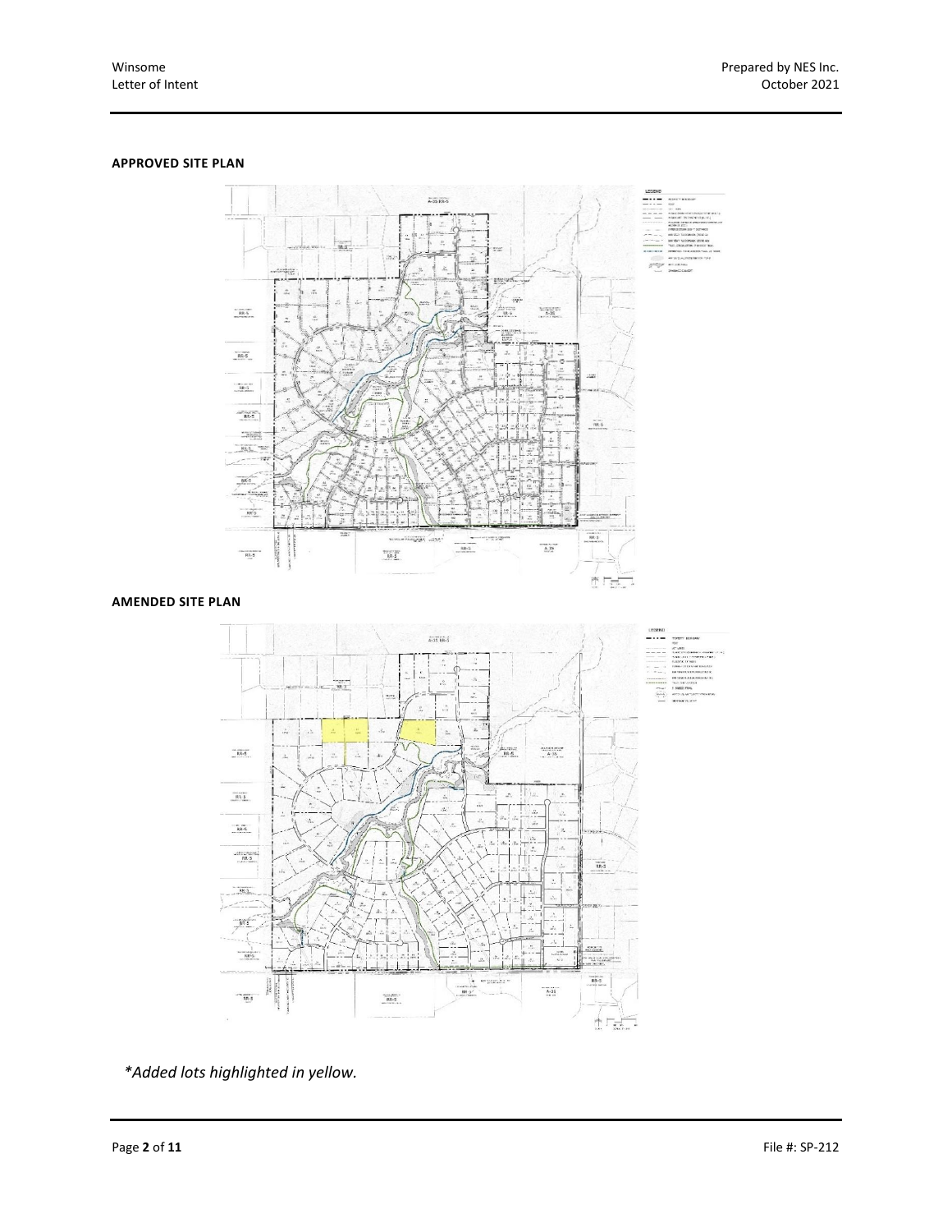**APPROVED SITE PLAN**

**AMENDED SITE PLAN**

*\*Added lots highlighted in yellow.*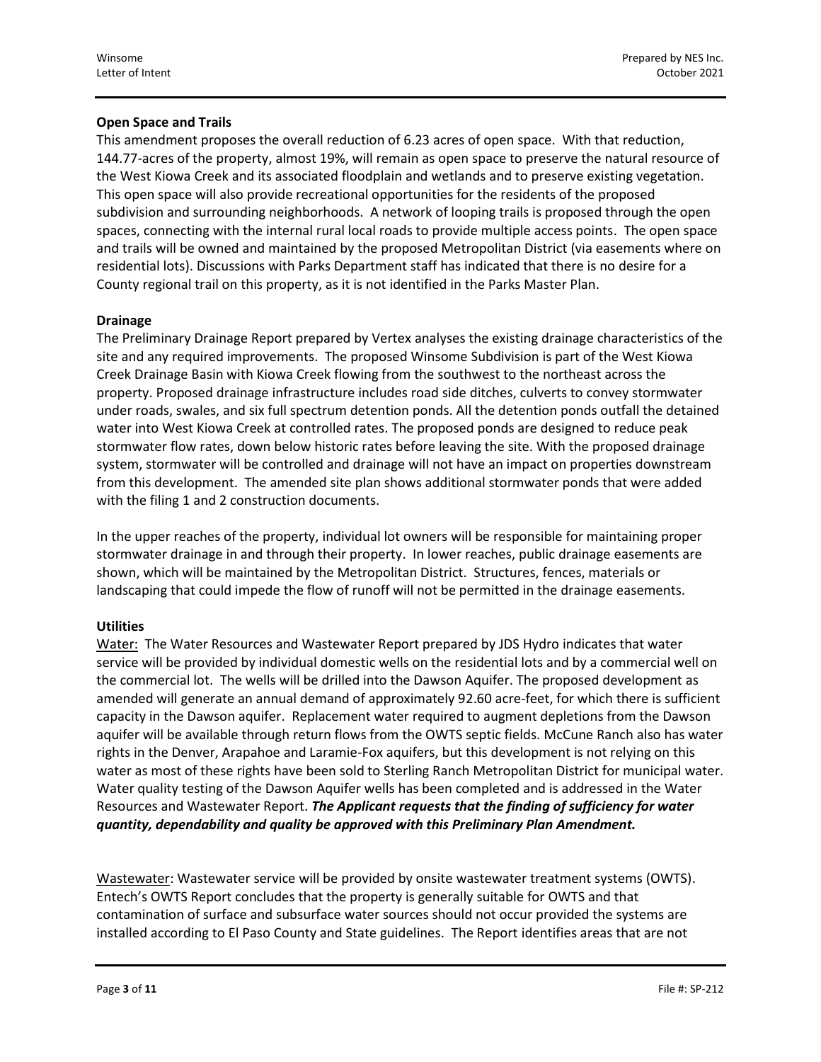### Open Space and Trails

This amendment proposes the overall reduction of 6.23 acres of open space. With that reduction, 144.77-acres of the property, almost 19%, will remain as open space to preserve the natural resource of the West Kiowa Creek and its associated floodplain and wetlands and to preserve existing vegetation. This open space will also provide recreational opportunities for the residents of the proposed subdivision and surrounding neighborhoods. A network of looping trails is proposed through the open spaces, connecting with the internal rural local roads to provide multiple access points. The open space and trails will be owned and maintained by the proposed Metropolitan District (via easements where on residential lots). Discussions with Parks Department staff has indicated that there is no desire for a County regional trail on this property, as it is not identified in the Parks Master Plan.

### Drainage

The Preliminary Drainage Report prepared by Vertex analyses the existing drainage characteristics of the site and any required improvements. The proposed Winsome Subdivision is part of the West Kiowa Creek Drainage Basin with Kiowa Creek flowing from the southwest to the northeast across the property. Proposed drainage infrastructure includes road side ditches, culverts to convey stormwater under roads, swales, and six full spectrum detention ponds. All the detention ponds outfall the detained water into West Kiowa Creek at controlled rates. The proposed ponds are designed to reduce peak stormwater flow rates, down below historic rates before leaving the site. With the proposed drainage system, stormwater will be controlled and drainage will not have an impact on properties downstream from this development. The amended site plan shows additional stormwater ponds that were added with the filing 1 and 2 construction documents.

In the upper reaches of the property, individual lot owners will be responsible for maintaining proper stormwater drainage in and through their property. In lower reaches, public drainage easements are shown, which will be maintained by the Metropolitan District. Structures, fences, materials or landscaping that could impede the flow of runoff will not be permitted in the drainage easements.

### Utilities

Water: The Water Resources and Wastewater Report prepared by JDS Hydro indicates that water service will be provided by individual domestic wells on the residential lots and by a commercial well on the commercial lot. The wells will be drilled into the Dawson Aquifer. The proposed development as amended will generate an annual demand of approximately 92.60 acre-feet, for which there is sufficient capacity in the Dawson aquifer. Replacement water required to augment depletions from the Dawson aquifer will be available through return flows from the OWTS septic fields. McCune Ranch also has water rights in the Denver, Arapahoe and Laramie-Fox aquifers, but this development is not relying on this water as most of these rights have been sold to Sterling Ranch Metropolitan District for municipal water. Water quality testing of the Dawson Aquifer wells has been completed and is addressed in the Water Resources and Wastewater Report. ***The Applicant requests that the finding of sufficiency for water quantity, dependability and quality be approved with this Preliminary Plan Amendment.***

Wastewater: Wastewater service will be provided by onsite wastewater treatment systems (OWTS). Entech's OWTS Report concludes that the property is generally suitable for OWTS and that contamination of surface and subsurface water sources should not occur provided the systems are installed according to El Paso County and State guidelines. The Report identifies areas that are not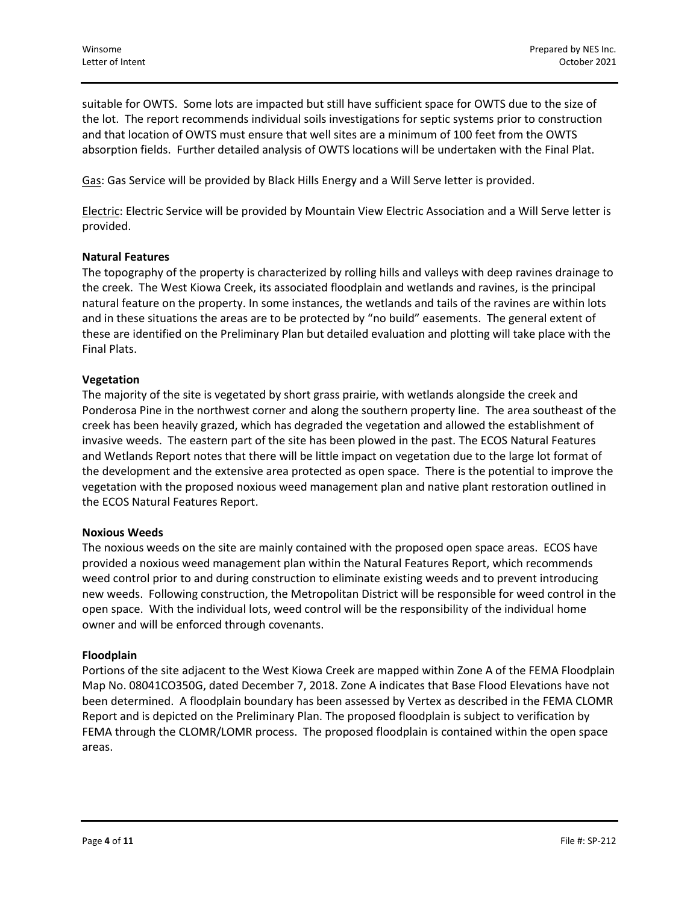suitable for OWTS. Some lots are impacted but still have sufficient space for OWTS due to the size of the lot. The report recommends individual soils investigations for septic systems prior to construction and that location of OWTS must ensure that well sites are a minimum of 100 feet from the OWTS absorption fields. Further detailed analysis of OWTS locations will be undertaken with the Final Plat.

<u>Gas</u>: Gas Service will be provided by Black Hills Energy and a Will Serve letter is provided.

<u>Electric</u>: Electric Service will be provided by Mountain View Electric Association and a Will Serve letter is provided.

**Natural Features**

The topography of the property is characterized by rolling hills and valleys with deep ravines drainage to the creek. The West Kiowa Creek, its associated floodplain and wetlands and ravines, is the principal natural feature on the property. In some instances, the wetlands and tails of the ravines are within lots and in these situations the areas are to be protected by "no build" easements. The general extent of these are identified on the Preliminary Plan but detailed evaluation and plotting will take place with the Final Plats.

**Vegetation**

The majority of the site is vegetated by short grass prairie, with wetlands alongside the creek and Ponderosa Pine in the northwest corner and along the southern property line. The area southeast of the creek has been heavily grazed, which has degraded the vegetation and allowed the establishment of invasive weeds. The eastern part of the site has been plowed in the past. The ECOS Natural Features and Wetlands Report notes that there will be little impact on vegetation due to the large lot format of the development and the extensive area protected as open space. There is the potential to improve the vegetation with the proposed noxious weed management plan and native plant restoration outlined in the ECOS Natural Features Report.

**Noxious Weeds**

The noxious weeds on the site are mainly contained with the proposed open space areas. ECOS have provided a noxious weed management plan within the Natural Features Report, which recommends weed control prior to and during construction to eliminate existing weeds and to prevent introducing new weeds. Following construction, the Metropolitan District will be responsible for weed control in the open space. With the individual lots, weed control will be the responsibility of the individual home owner and will be enforced through covenants.

**Floodplain**

Portions of the site adjacent to the West Kiowa Creek are mapped within Zone A of the FEMA Floodplain Map No. 08041CO350G, dated December 7, 2018. Zone A indicates that Base Flood Elevations have not been determined. A floodplain boundary has been assessed by Vertex as described in the FEMA CLOMR Report and is depicted on the Preliminary Plan. The proposed floodplain is subject to verification by FEMA through the CLOMR/LOMR process. The proposed floodplain is contained within the open space areas.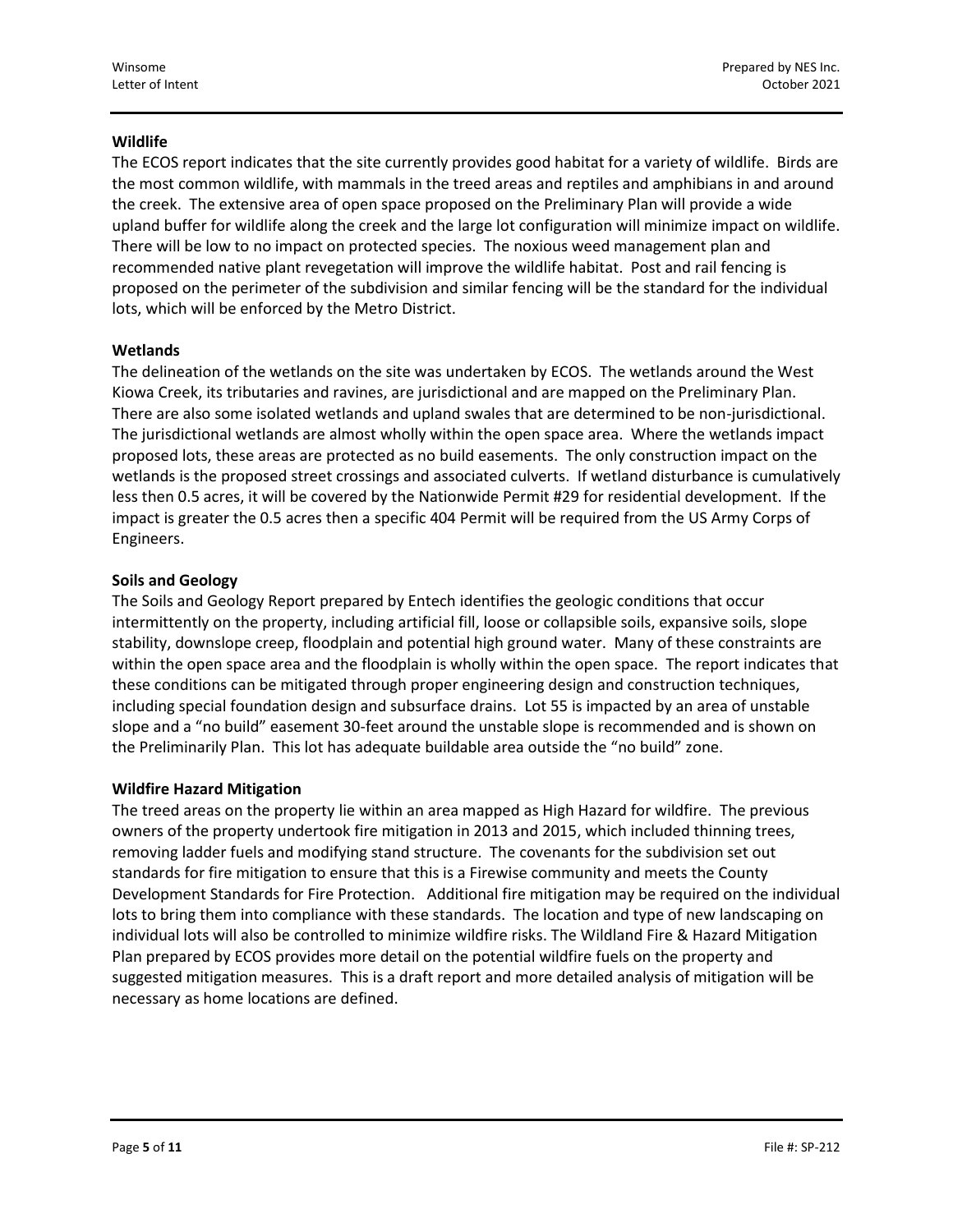**Wildlife**

The ECOS report indicates that the site currently provides good habitat for a variety of wildlife. Birds are the most common wildlife, with mammals in the treed areas and reptiles and amphibians in and around the creek. The extensive area of open space proposed on the Preliminary Plan will provide a wide upland buffer for wildlife along the creek and the large lot configuration will minimize impact on wildlife. There will be low to no impact on protected species. The noxious weed management plan and recommended native plant revegetation will improve the wildlife habitat. Post and rail fencing is proposed on the perimeter of the subdivision and similar fencing will be the standard for the individual lots, which will be enforced by the Metro District.

**Wetlands**

The delineation of the wetlands on the site was undertaken by ECOS. The wetlands around the West Kiowa Creek, its tributaries and ravines, are jurisdictional and are mapped on the Preliminary Plan. There are also some isolated wetlands and upland swales that are determined to be non-jurisdictional. The jurisdictional wetlands are almost wholly within the open space area. Where the wetlands impact proposed lots, these areas are protected as no build easements. The only construction impact on the wetlands is the proposed street crossings and associated culverts. If wetland disturbance is cumulatively less then 0.5 acres, it will be covered by the Nationwide Permit #29 for residential development. If the impact is greater the 0.5 acres then a specific 404 Permit will be required from the US Army Corps of Engineers.

**Soils and Geology**

The Soils and Geology Report prepared by Entech identifies the geologic conditions that occur intermittently on the property, including artificial fill, loose or collapsible soils, expansive soils, slope stability, downslope creep, floodplain and potential high ground water. Many of these constraints are within the open space area and the floodplain is wholly within the open space. The report indicates that these conditions can be mitigated through proper engineering design and construction techniques, including special foundation design and subsurface drains. Lot 55 is impacted by an area of unstable slope and a "no build" easement 30-feet around the unstable slope is recommended and is shown on the Preliminarily Plan. This lot has adequate buildable area outside the "no build" zone.

**Wildfire Hazard Mitigation**

The treed areas on the property lie within an area mapped as High Hazard for wildfire. The previous owners of the property undertook fire mitigation in 2013 and 2015, which included thinning trees, removing ladder fuels and modifying stand structure. The covenants for the subdivision set out standards for fire mitigation to ensure that this is a Firewise community and meets the County Development Standards for Fire Protection. Additional fire mitigation may be required on the individual lots to bring them into compliance with these standards. The location and type of new landscaping on individual lots will also be controlled to minimize wildfire risks. The Wildland Fire & Hazard Mitigation Plan prepared by ECOS provides more detail on the potential wildfire fuels on the property and suggested mitigation measures. This is a draft report and more detailed analysis of mitigation will be necessary as home locations are defined.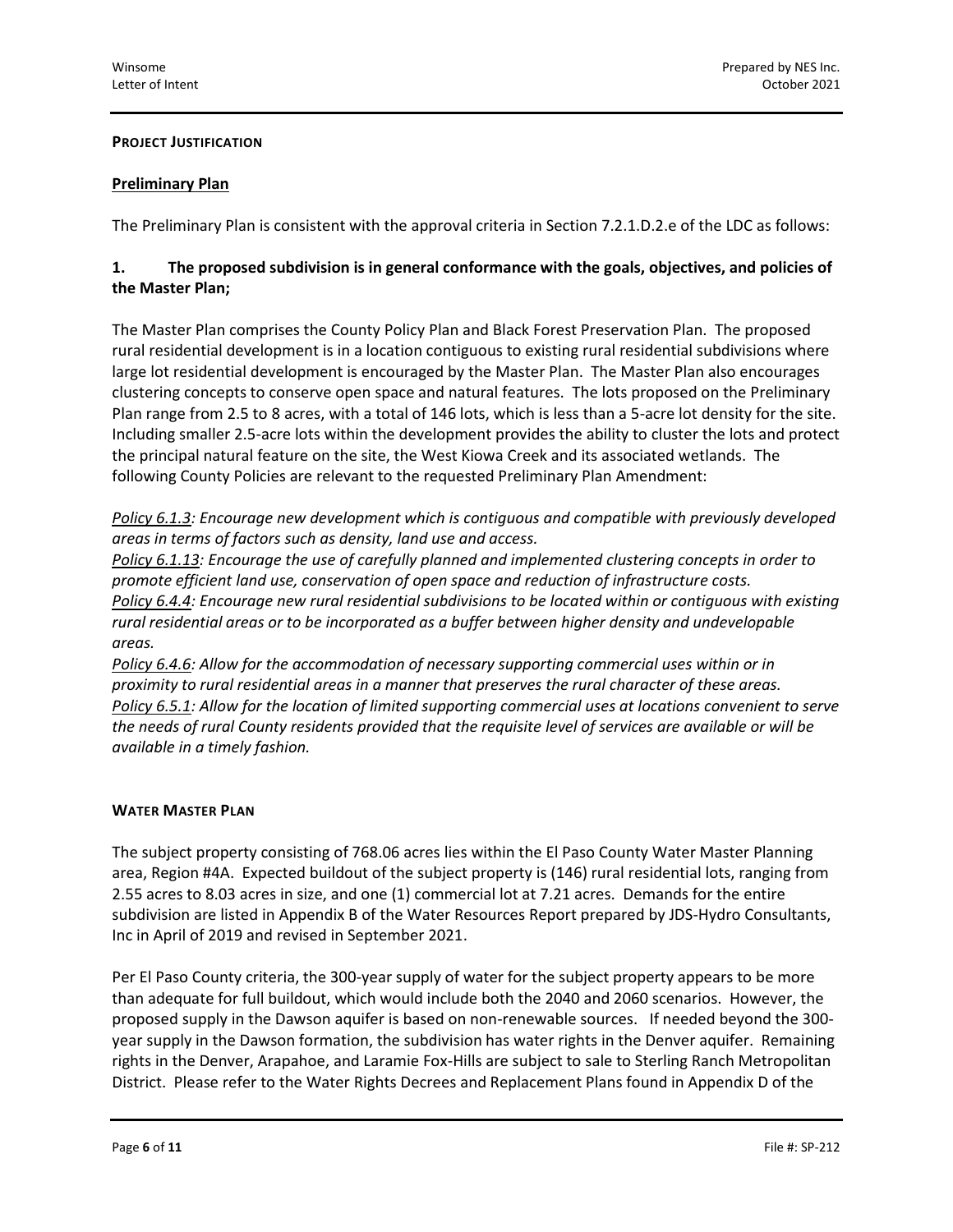**PROJECT JUSTIFICATION**

**Preliminary Plan**

The Preliminary Plan is consistent with the approval criteria in Section 7.2.1.D.2.e of the LDC as follows:

**1. The proposed subdivision is in general conformance with the goals, objectives, and policies of the Master Plan;**

The Master Plan comprises the County Policy Plan and Black Forest Preservation Plan. The proposed rural residential development is in a location contiguous to existing rural residential subdivisions where large lot residential development is encouraged by the Master Plan. The Master Plan also encourages clustering concepts to conserve open space and natural features. The lots proposed on the Preliminary Plan range from 2.5 to 8 acres, with a total of 146 lots, which is less than a 5-acre lot density for the site. Including smaller 2.5-acre lots within the development provides the ability to cluster the lots and protect the principal natural feature on the site, the West Kiowa Creek and its associated wetlands. The following County Policies are relevant to the requested Preliminary Plan Amendment:

*Policy 6.1.3: Encourage new development which is contiguous and compatible with previously developed areas in terms of factors such as density, land use and access.*
*Policy 6.1.13: Encourage the use of carefully planned and implemented clustering concepts in order to promote efficient land use, conservation of open space and reduction of infrastructure costs.*
*Policy 6.4.4: Encourage new rural residential subdivisions to be located within or contiguous with existing rural residential areas or to be incorporated as a buffer between higher density and undevelopable areas.*
*Policy 6.4.6: Allow for the accommodation of necessary supporting commercial uses within or in proximity to rural residential areas in a manner that preserves the rural character of these areas.*
*Policy 6.5.1: Allow for the location of limited supporting commercial uses at locations convenient to serve the needs of rural County residents provided that the requisite level of services are available or will be available in a timely fashion.*

**WATER MASTER PLAN**

The subject property consisting of 768.06 acres lies within the El Paso County Water Master Planning area, Region #4A. Expected buildout of the subject property is (146) rural residential lots, ranging from 2.55 acres to 8.03 acres in size, and one (1) commercial lot at 7.21 acres. Demands for the entire subdivision are listed in Appendix B of the Water Resources Report prepared by JDS-Hydro Consultants, Inc in April of 2019 and revised in September 2021.

Per El Paso County criteria, the 300-year supply of water for the subject property appears to be more than adequate for full buildout, which would include both the 2040 and 2060 scenarios. However, the proposed supply in the Dawson aquifer is based on non-renewable sources. If needed beyond the 300-year supply in the Dawson formation, the subdivision has water rights in the Denver aquifer. Remaining rights in the Denver, Arapahoe, and Laramie Fox-Hills are subject to sale to Sterling Ranch Metropolitan District. Please refer to the Water Rights Decrees and Replacement Plans found in Appendix D of the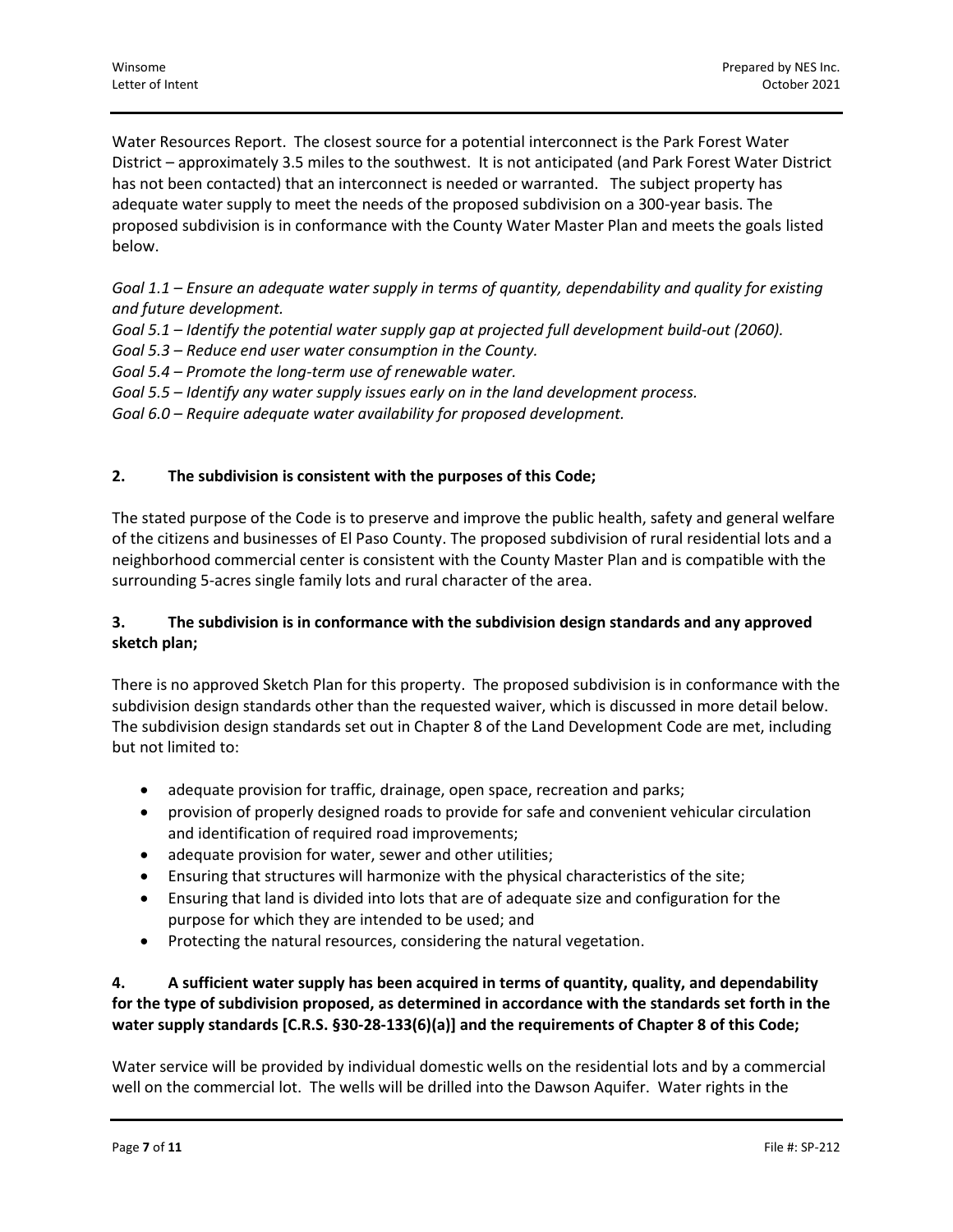Water Resources Report. The closest source for a potential interconnect is the Park Forest Water District – approximately 3.5 miles to the southwest. It is not anticipated (and Park Forest Water District has not been contacted) that an interconnect is needed or warranted. The subject property has adequate water supply to meet the needs of the proposed subdivision on a 300-year basis. The proposed subdivision is in conformance with the County Water Master Plan and meets the goals listed below.

*Goal 1.1 – Ensure an adequate water supply in terms of quantity, dependability and quality for existing and future development.*
*Goal 5.1 – Identify the potential water supply gap at projected full development build-out (2060).*
*Goal 5.3 – Reduce end user water consumption in the County.*
*Goal 5.4 – Promote the long-term use of renewable water.*
*Goal 5.5 – Identify any water supply issues early on in the land development process.*
*Goal 6.0 – Require adequate water availability for proposed development.*

**2. The subdivision is consistent with the purposes of this Code;**

The stated purpose of the Code is to preserve and improve the public health, safety and general welfare of the citizens and businesses of El Paso County. The proposed subdivision of rural residential lots and a neighborhood commercial center is consistent with the County Master Plan and is compatible with the surrounding 5-acres single family lots and rural character of the area.

**3. The subdivision is in conformance with the subdivision design standards and any approved sketch plan;**

There is no approved Sketch Plan for this property. The proposed subdivision is in conformance with the subdivision design standards other than the requested waiver, which is discussed in more detail below. The subdivision design standards set out in Chapter 8 of the Land Development Code are met, including but not limited to:

- adequate provision for traffic, drainage, open space, recreation and parks;
- provision of properly designed roads to provide for safe and convenient vehicular circulation and identification of required road improvements;
- adequate provision for water, sewer and other utilities;
- Ensuring that structures will harmonize with the physical characteristics of the site;
- Ensuring that land is divided into lots that are of adequate size and configuration for the purpose for which they are intended to be used; and
- Protecting the natural resources, considering the natural vegetation.

**4. A sufficient water supply has been acquired in terms of quantity, quality, and dependability for the type of subdivision proposed, as determined in accordance with the standards set forth in the water supply standards [C.R.S. §30-28-133(6)(a)] and the requirements of Chapter 8 of this Code;**

Water service will be provided by individual domestic wells on the residential lots and by a commercial well on the commercial lot. The wells will be drilled into the Dawson Aquifer. Water rights in the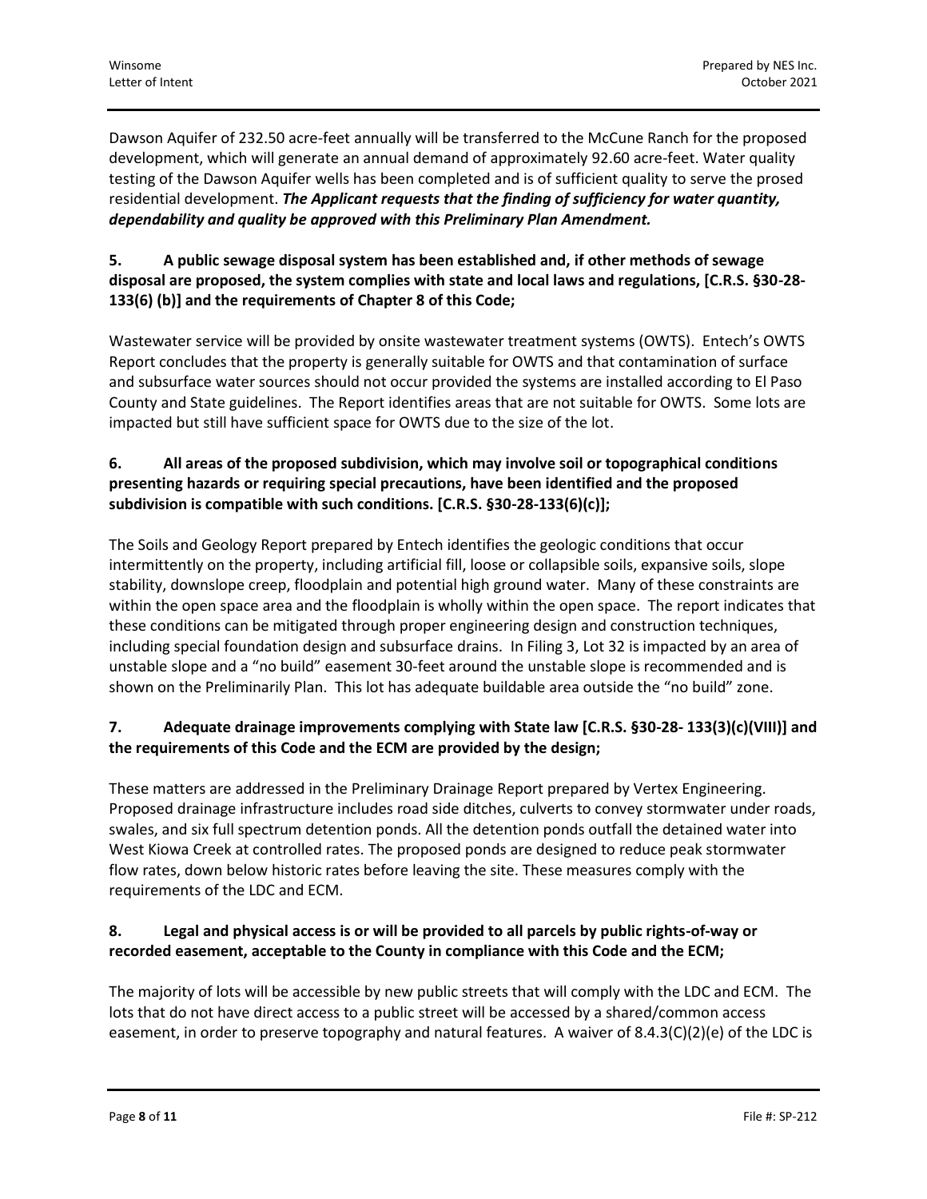Dawson Aquifer of 232.50 acre-feet annually will be transferred to the McCune Ranch for the proposed development, which will generate an annual demand of approximately 92.60 acre-feet. Water quality testing of the Dawson Aquifer wells has been completed and is of sufficient quality to serve the prosed residential development. ***The Applicant requests that the finding of sufficiency for water quantity, dependability and quality be approved with this Preliminary Plan Amendment.***

**5. A public sewage disposal system has been established and, if other methods of sewage disposal are proposed, the system complies with state and local laws and regulations, [C.R.S. §30-28-133(6) (b)] and the requirements of Chapter 8 of this Code;**

Wastewater service will be provided by onsite wastewater treatment systems (OWTS). Entech's OWTS Report concludes that the property is generally suitable for OWTS and that contamination of surface and subsurface water sources should not occur provided the systems are installed according to El Paso County and State guidelines. The Report identifies areas that are not suitable for OWTS. Some lots are impacted but still have sufficient space for OWTS due to the size of the lot.

**6. All areas of the proposed subdivision, which may involve soil or topographical conditions presenting hazards or requiring special precautions, have been identified and the proposed subdivision is compatible with such conditions. [C.R.S. §30-28-133(6)(c)];**

The Soils and Geology Report prepared by Entech identifies the geologic conditions that occur intermittently on the property, including artificial fill, loose or collapsible soils, expansive soils, slope stability, downslope creep, floodplain and potential high ground water. Many of these constraints are within the open space area and the floodplain is wholly within the open space. The report indicates that these conditions can be mitigated through proper engineering design and construction techniques, including special foundation design and subsurface drains. In Filing 3, Lot 32 is impacted by an area of unstable slope and a "no build" easement 30-feet around the unstable slope is recommended and is shown on the Preliminarily Plan. This lot has adequate buildable area outside the "no build" zone.

**7. Adequate drainage improvements complying with State law [C.R.S. §30-28- 133(3)(c)(VIII)] and the requirements of this Code and the ECM are provided by the design;**

These matters are addressed in the Preliminary Drainage Report prepared by Vertex Engineering. Proposed drainage infrastructure includes road side ditches, culverts to convey stormwater under roads, swales, and six full spectrum detention ponds. All the detention ponds outfall the detained water into West Kiowa Creek at controlled rates. The proposed ponds are designed to reduce peak stormwater flow rates, down below historic rates before leaving the site. These measures comply with the requirements of the LDC and ECM.

**8. Legal and physical access is or will be provided to all parcels by public rights-of-way or recorded easement, acceptable to the County in compliance with this Code and the ECM;**

The majority of lots will be accessible by new public streets that will comply with the LDC and ECM. The lots that do not have direct access to a public street will be accessed by a shared/common access easement, in order to preserve topography and natural features. A waiver of 8.4.3(C)(2)(e) of the LDC is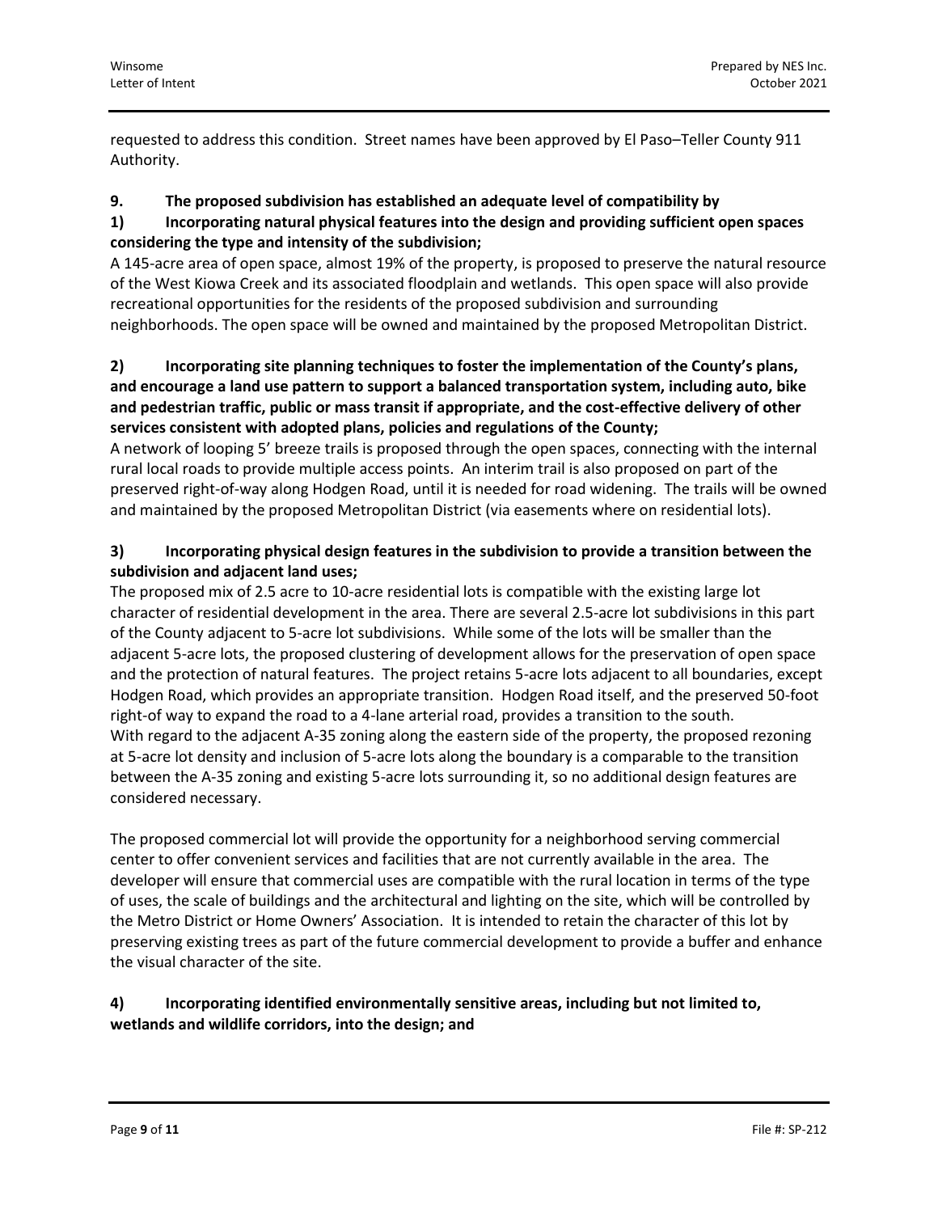requested to address this condition. Street names have been approved by El Paso–Teller County 911 Authority.

**9. The proposed subdivision has established an adequate level of compatibility by**

**1) Incorporating natural physical features into the design and providing sufficient open spaces considering the type and intensity of the subdivision;**

A 145-acre area of open space, almost 19% of the property, is proposed to preserve the natural resource of the West Kiowa Creek and its associated floodplain and wetlands. This open space will also provide recreational opportunities for the residents of the proposed subdivision and surrounding neighborhoods. The open space will be owned and maintained by the proposed Metropolitan District.

**2) Incorporating site planning techniques to foster the implementation of the County's plans, and encourage a land use pattern to support a balanced transportation system, including auto, bike and pedestrian traffic, public or mass transit if appropriate, and the cost-effective delivery of other services consistent with adopted plans, policies and regulations of the County;**

A network of looping 5' breeze trails is proposed through the open spaces, connecting with the internal rural local roads to provide multiple access points. An interim trail is also proposed on part of the preserved right-of-way along Hodgen Road, until it is needed for road widening. The trails will be owned and maintained by the proposed Metropolitan District (via easements where on residential lots).

**3) Incorporating physical design features in the subdivision to provide a transition between the subdivision and adjacent land uses;**

The proposed mix of 2.5 acre to 10-acre residential lots is compatible with the existing large lot character of residential development in the area. There are several 2.5-acre lot subdivisions in this part of the County adjacent to 5-acre lot subdivisions. While some of the lots will be smaller than the adjacent 5-acre lots, the proposed clustering of development allows for the preservation of open space and the protection of natural features. The project retains 5-acre lots adjacent to all boundaries, except Hodgen Road, which provides an appropriate transition. Hodgen Road itself, and the preserved 50-foot right-of way to expand the road to a 4-lane arterial road, provides a transition to the south.
With regard to the adjacent A-35 zoning along the eastern side of the property, the proposed rezoning at 5-acre lot density and inclusion of 5-acre lots along the boundary is a comparable to the transition between the A-35 zoning and existing 5-acre lots surrounding it, so no additional design features are considered necessary.

The proposed commercial lot will provide the opportunity for a neighborhood serving commercial center to offer convenient services and facilities that are not currently available in the area. The developer will ensure that commercial uses are compatible with the rural location in terms of the type of uses, the scale of buildings and the architectural and lighting on the site, which will be controlled by the Metro District or Home Owners' Association. It is intended to retain the character of this lot by preserving existing trees as part of the future commercial development to provide a buffer and enhance the visual character of the site.

**4) Incorporating identified environmentally sensitive areas, including but not limited to, wetlands and wildlife corridors, into the design; and**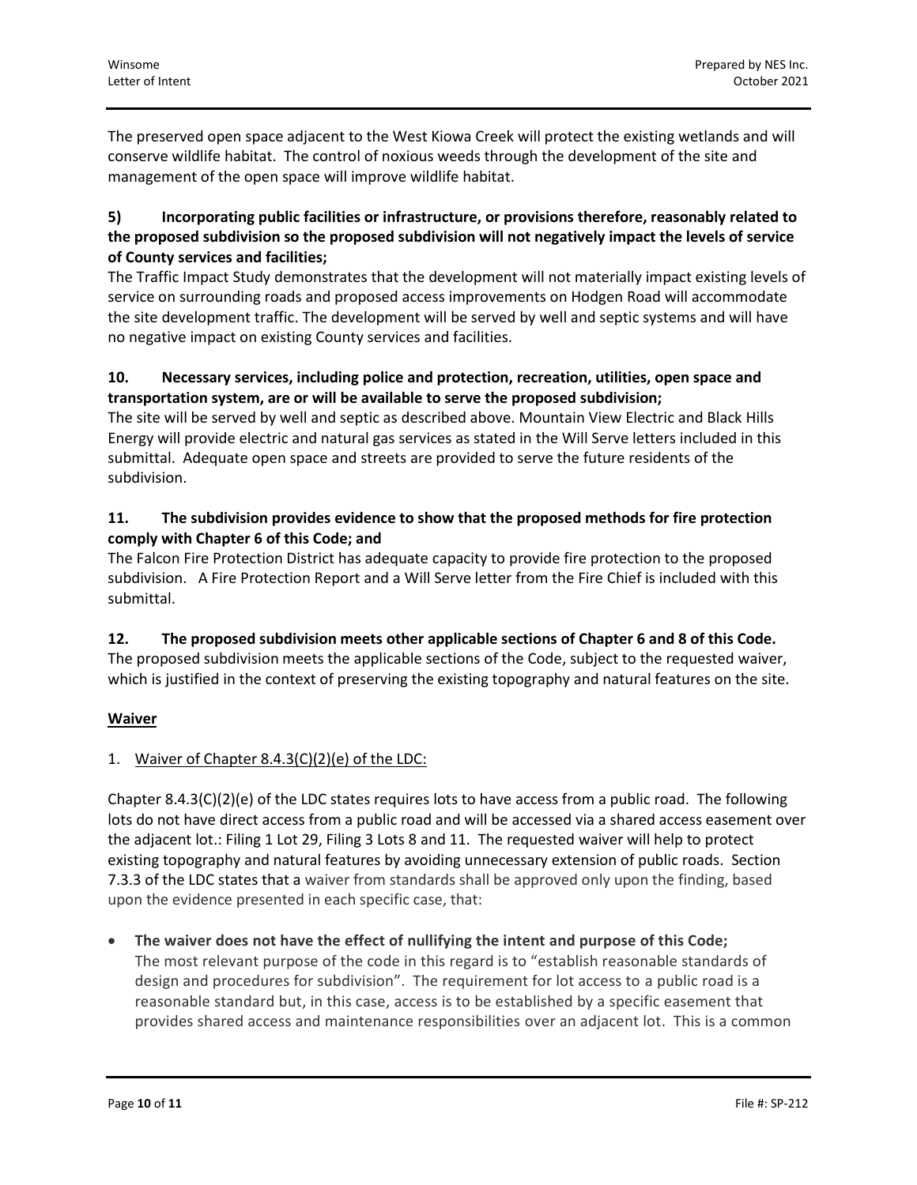The preserved open space adjacent to the West Kiowa Creek will protect the existing wetlands and will conserve wildlife habitat. The control of noxious weeds through the development of the site and management of the open space will improve wildlife habitat.

**5) Incorporating public facilities or infrastructure, or provisions therefore, reasonably related to the proposed subdivision so the proposed subdivision will not negatively impact the levels of service of County services and facilities;**

The Traffic Impact Study demonstrates that the development will not materially impact existing levels of service on surrounding roads and proposed access improvements on Hodgen Road will accommodate the site development traffic. The development will be served by well and septic systems and will have no negative impact on existing County services and facilities.

**10. Necessary services, including police and protection, recreation, utilities, open space and transportation system, are or will be available to serve the proposed subdivision;**

The site will be served by well and septic as described above. Mountain View Electric and Black Hills Energy will provide electric and natural gas services as stated in the Will Serve letters included in this submittal. Adequate open space and streets are provided to serve the future residents of the subdivision.

**11. The subdivision provides evidence to show that the proposed methods for fire protection comply with Chapter 6 of this Code; and**

The Falcon Fire Protection District has adequate capacity to provide fire protection to the proposed subdivision. A Fire Protection Report and a Will Serve letter from the Fire Chief is included with this submittal.

**12. The proposed subdivision meets other applicable sections of Chapter 6 and 8 of this Code.**

The proposed subdivision meets the applicable sections of the Code, subject to the requested waiver, which is justified in the context of preserving the existing topography and natural features on the site.

**<u>Waiver</u>**

1. <u>Waiver of Chapter 8.4.3(C)(2)(e) of the LDC:</u>

Chapter 8.4.3(C)(2)(e) of the LDC states requires lots to have access from a public road. The following lots do not have direct access from a public road and will be accessed via a shared access easement over the adjacent lot.: Filing 1 Lot 29, Filing 3 Lots 8 and 11. The requested waiver will help to protect existing topography and natural features by avoiding unnecessary extension of public roads. Section 7.3.3 of the LDC states that a waiver from standards shall be approved only upon the finding, based upon the evidence presented in each specific case, that:

- **The waiver does not have the effect of nullifying the intent and purpose of this Code;**
  The most relevant purpose of the code in this regard is to "establish reasonable standards of design and procedures for subdivision". The requirement for lot access to a public road is a reasonable standard but, in this case, access is to be established by a specific easement that provides shared access and maintenance responsibilities over an adjacent lot. This is a common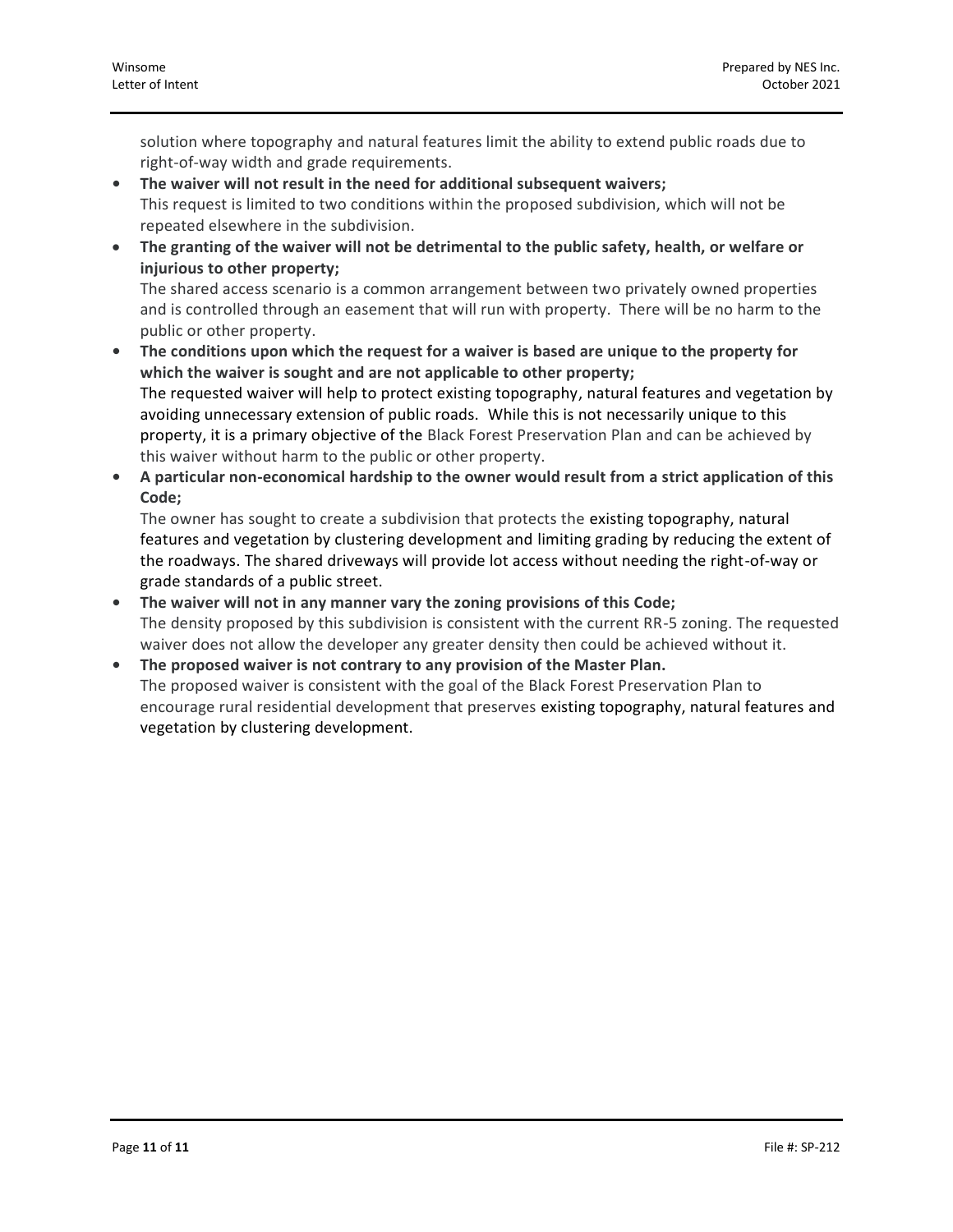solution where topography and natural features limit the ability to extend public roads due to right-of-way width and grade requirements.

- **The waiver will not result in the need for additional subsequent waivers;**
  This request is limited to two conditions within the proposed subdivision, which will not be repeated elsewhere in the subdivision.
- **The granting of the waiver will not be detrimental to the public safety, health, or welfare or injurious to other property;**
  The shared access scenario is a common arrangement between two privately owned properties and is controlled through an easement that will run with property. There will be no harm to the public or other property.
- **The conditions upon which the request for a waiver is based are unique to the property for which the waiver is sought and are not applicable to other property;**
  The requested waiver will help to protect existing topography, natural features and vegetation by avoiding unnecessary extension of public roads. While this is not necessarily unique to this property, it is a primary objective of the Black Forest Preservation Plan and can be achieved by this waiver without harm to the public or other property.
- **A particular non-economical hardship to the owner would result from a strict application of this Code;**
  The owner has sought to create a subdivision that protects the existing topography, natural features and vegetation by clustering development and limiting grading by reducing the extent of the roadways. The shared driveways will provide lot access without needing the right-of-way or grade standards of a public street.
- **The waiver will not in any manner vary the zoning provisions of this Code;**
  The density proposed by this subdivision is consistent with the current RR-5 zoning. The requested waiver does not allow the developer any greater density then could be achieved without it.
- **The proposed waiver is not contrary to any provision of the Master Plan.**
  The proposed waiver is consistent with the goal of the Black Forest Preservation Plan to encourage rural residential development that preserves existing topography, natural features and vegetation by clustering development.